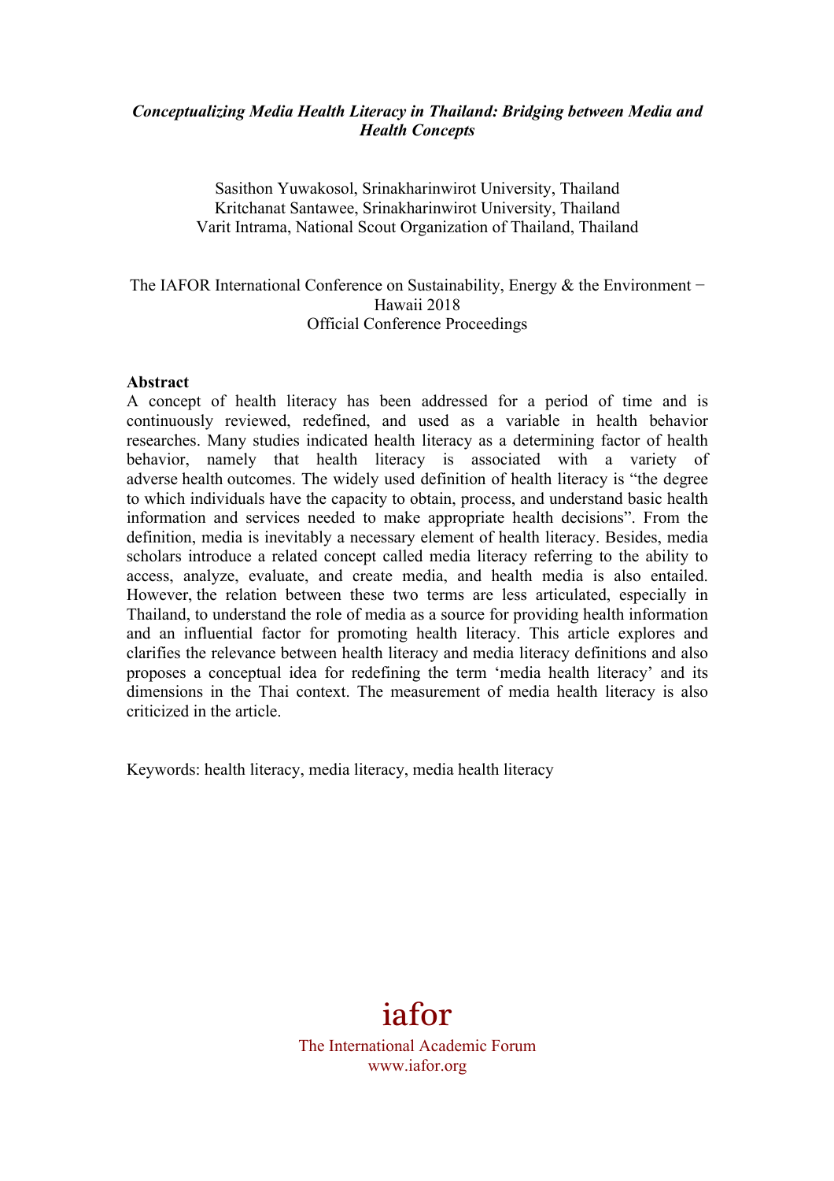***Conceptualizing Media Health Literacy in Thailand: Bridging between Media and Health Concepts***

Sasithon Yuwakosol, Srinakharinwirot University, Thailand
Kritchanat Santawee, Srinakharinwirot University, Thailand
Varit Intrama, National Scout Organization of Thailand, Thailand

The IAFOR International Conference on Sustainability, Energy & the Environment – Hawaii 2018
Official Conference Proceedings

**Abstract**

A concept of health literacy has been addressed for a period of time and is continuously reviewed, redefined, and used as a variable in health behavior researches. Many studies indicated health literacy as a determining factor of health behavior, namely that health literacy is associated with a variety of adverse health outcomes. The widely used definition of health literacy is "the degree to which individuals have the capacity to obtain, process, and understand basic health information and services needed to make appropriate health decisions". From the definition, media is inevitably a necessary element of health literacy. Besides, media scholars introduce a related concept called media literacy referring to the ability to access, analyze, evaluate, and create media, and health media is also entailed. However, the relation between these two terms are less articulated, especially in Thailand, to understand the role of media as a source for providing health information and an influential factor for promoting health literacy. This article explores and clarifies the relevance between health literacy and media literacy definitions and also proposes a conceptual idea for redefining the term 'media health literacy' and its dimensions in the Thai context. The measurement of media health literacy is also criticized in the article.

Keywords: health literacy, media literacy, media health literacy

iafor
The International Academic Forum
www.iafor.org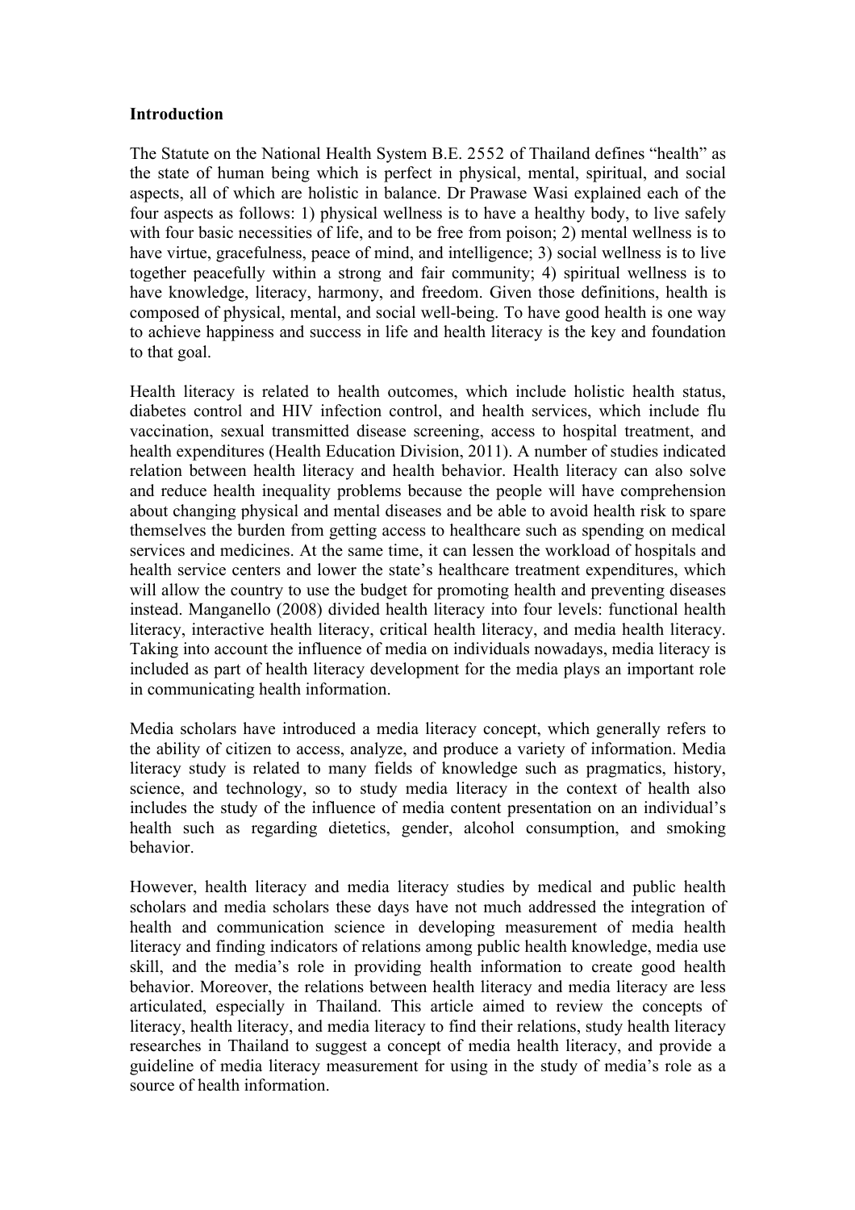## Introduction

The Statute on the National Health System B.E. 2552 of Thailand defines "health" as the state of human being which is perfect in physical, mental, spiritual, and social aspects, all of which are holistic in balance. Dr Prawase Wasi explained each of the four aspects as follows: 1) physical wellness is to have a healthy body, to live safely with four basic necessities of life, and to be free from poison; 2) mental wellness is to have virtue, gracefulness, peace of mind, and intelligence; 3) social wellness is to live together peacefully within a strong and fair community; 4) spiritual wellness is to have knowledge, literacy, harmony, and freedom. Given those definitions, health is composed of physical, mental, and social well-being. To have good health is one way to achieve happiness and success in life and health literacy is the key and foundation to that goal.

Health literacy is related to health outcomes, which include holistic health status, diabetes control and HIV infection control, and health services, which include flu vaccination, sexual transmitted disease screening, access to hospital treatment, and health expenditures (Health Education Division, 2011). A number of studies indicated relation between health literacy and health behavior. Health literacy can also solve and reduce health inequality problems because the people will have comprehension about changing physical and mental diseases and be able to avoid health risk to spare themselves the burden from getting access to healthcare such as spending on medical services and medicines. At the same time, it can lessen the workload of hospitals and health service centers and lower the state's healthcare treatment expenditures, which will allow the country to use the budget for promoting health and preventing diseases instead. Manganello (2008) divided health literacy into four levels: functional health literacy, interactive health literacy, critical health literacy, and media health literacy. Taking into account the influence of media on individuals nowadays, media literacy is included as part of health literacy development for the media plays an important role in communicating health information.

Media scholars have introduced a media literacy concept, which generally refers to the ability of citizen to access, analyze, and produce a variety of information. Media literacy study is related to many fields of knowledge such as pragmatics, history, science, and technology, so to study media literacy in the context of health also includes the study of the influence of media content presentation on an individual's health such as regarding dietetics, gender, alcohol consumption, and smoking behavior.

However, health literacy and media literacy studies by medical and public health scholars and media scholars these days have not much addressed the integration of health and communication science in developing measurement of media health literacy and finding indicators of relations among public health knowledge, media use skill, and the media's role in providing health information to create good health behavior. Moreover, the relations between health literacy and media literacy are less articulated, especially in Thailand. This article aimed to review the concepts of literacy, health literacy, and media literacy to find their relations, study health literacy researches in Thailand to suggest a concept of media health literacy, and provide a guideline of media literacy measurement for using in the study of media's role as a source of health information.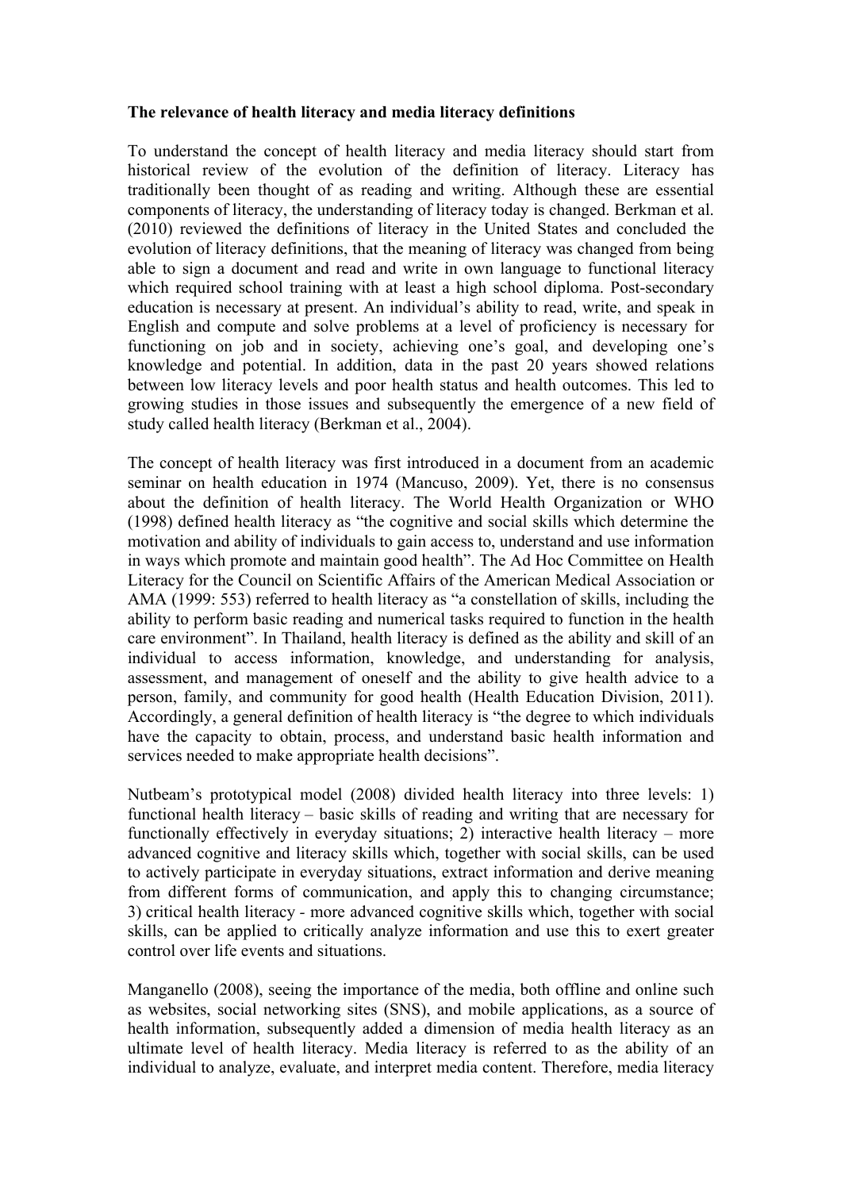**The relevance of health literacy and media literacy definitions**

To understand the concept of health literacy and media literacy should start from historical review of the evolution of the definition of literacy. Literacy has traditionally been thought of as reading and writing. Although these are essential components of literacy, the understanding of literacy today is changed. Berkman et al. (2010) reviewed the definitions of literacy in the United States and concluded the evolution of literacy definitions, that the meaning of literacy was changed from being able to sign a document and read and write in own language to functional literacy which required school training with at least a high school diploma. Post-secondary education is necessary at present. An individual's ability to read, write, and speak in English and compute and solve problems at a level of proficiency is necessary for functioning on job and in society, achieving one's goal, and developing one's knowledge and potential. In addition, data in the past 20 years showed relations between low literacy levels and poor health status and health outcomes. This led to growing studies in those issues and subsequently the emergence of a new field of study called health literacy (Berkman et al., 2004).

The concept of health literacy was first introduced in a document from an academic seminar on health education in 1974 (Mancuso, 2009). Yet, there is no consensus about the definition of health literacy. The World Health Organization or WHO (1998) defined health literacy as "the cognitive and social skills which determine the motivation and ability of individuals to gain access to, understand and use information in ways which promote and maintain good health". The Ad Hoc Committee on Health Literacy for the Council on Scientific Affairs of the American Medical Association or AMA (1999: 553) referred to health literacy as "a constellation of skills, including the ability to perform basic reading and numerical tasks required to function in the health care environment". In Thailand, health literacy is defined as the ability and skill of an individual to access information, knowledge, and understanding for analysis, assessment, and management of oneself and the ability to give health advice to a person, family, and community for good health (Health Education Division, 2011). Accordingly, a general definition of health literacy is "the degree to which individuals have the capacity to obtain, process, and understand basic health information and services needed to make appropriate health decisions".

Nutbeam's prototypical model (2008) divided health literacy into three levels: 1) functional health literacy – basic skills of reading and writing that are necessary for functionally effectively in everyday situations; 2) interactive health literacy – more advanced cognitive and literacy skills which, together with social skills, can be used to actively participate in everyday situations, extract information and derive meaning from different forms of communication, and apply this to changing circumstance; 3) critical health literacy - more advanced cognitive skills which, together with social skills, can be applied to critically analyze information and use this to exert greater control over life events and situations.

Manganello (2008), seeing the importance of the media, both offline and online such as websites, social networking sites (SNS), and mobile applications, as a source of health information, subsequently added a dimension of media health literacy as an ultimate level of health literacy. Media literacy is referred to as the ability of an individual to analyze, evaluate, and interpret media content. Therefore, media literacy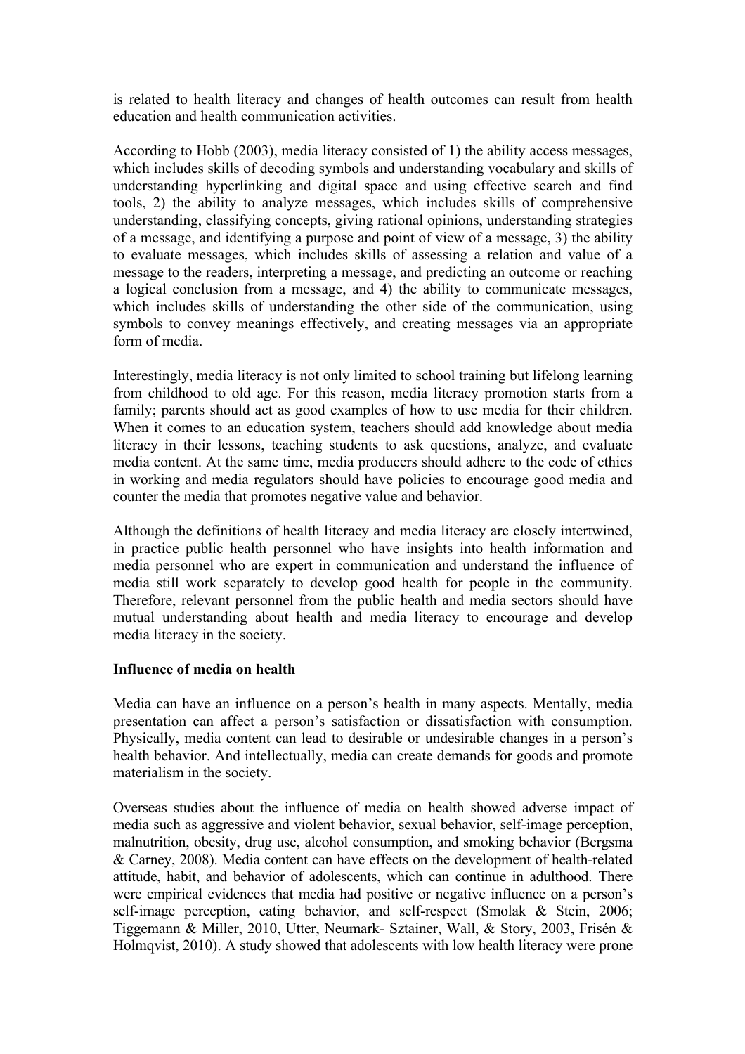is related to health literacy and changes of health outcomes can result from health education and health communication activities.

According to Hobb (2003), media literacy consisted of 1) the ability access messages, which includes skills of decoding symbols and understanding vocabulary and skills of understanding hyperlinking and digital space and using effective search and find tools, 2) the ability to analyze messages, which includes skills of comprehensive understanding, classifying concepts, giving rational opinions, understanding strategies of a message, and identifying a purpose and point of view of a message, 3) the ability to evaluate messages, which includes skills of assessing a relation and value of a message to the readers, interpreting a message, and predicting an outcome or reaching a logical conclusion from a message, and 4) the ability to communicate messages, which includes skills of understanding the other side of the communication, using symbols to convey meanings effectively, and creating messages via an appropriate form of media.

Interestingly, media literacy is not only limited to school training but lifelong learning from childhood to old age. For this reason, media literacy promotion starts from a family; parents should act as good examples of how to use media for their children. When it comes to an education system, teachers should add knowledge about media literacy in their lessons, teaching students to ask questions, analyze, and evaluate media content. At the same time, media producers should adhere to the code of ethics in working and media regulators should have policies to encourage good media and counter the media that promotes negative value and behavior.

Although the definitions of health literacy and media literacy are closely intertwined, in practice public health personnel who have insights into health information and media personnel who are expert in communication and understand the influence of media still work separately to develop good health for people in the community. Therefore, relevant personnel from the public health and media sectors should have mutual understanding about health and media literacy to encourage and develop media literacy in the society.

**Influence of media on health**

Media can have an influence on a person's health in many aspects. Mentally, media presentation can affect a person's satisfaction or dissatisfaction with consumption. Physically, media content can lead to desirable or undesirable changes in a person's health behavior. And intellectually, media can create demands for goods and promote materialism in the society.

Overseas studies about the influence of media on health showed adverse impact of media such as aggressive and violent behavior, sexual behavior, self-image perception, malnutrition, obesity, drug use, alcohol consumption, and smoking behavior (Bergsma & Carney, 2008). Media content can have effects on the development of health-related attitude, habit, and behavior of adolescents, which can continue in adulthood. There were empirical evidences that media had positive or negative influence on a person's self-image perception, eating behavior, and self-respect (Smolak & Stein, 2006; Tiggemann & Miller, 2010, Utter, Neumark- Sztainer, Wall, & Story, 2003, Frisén & Holmqvist, 2010). A study showed that adolescents with low health literacy were prone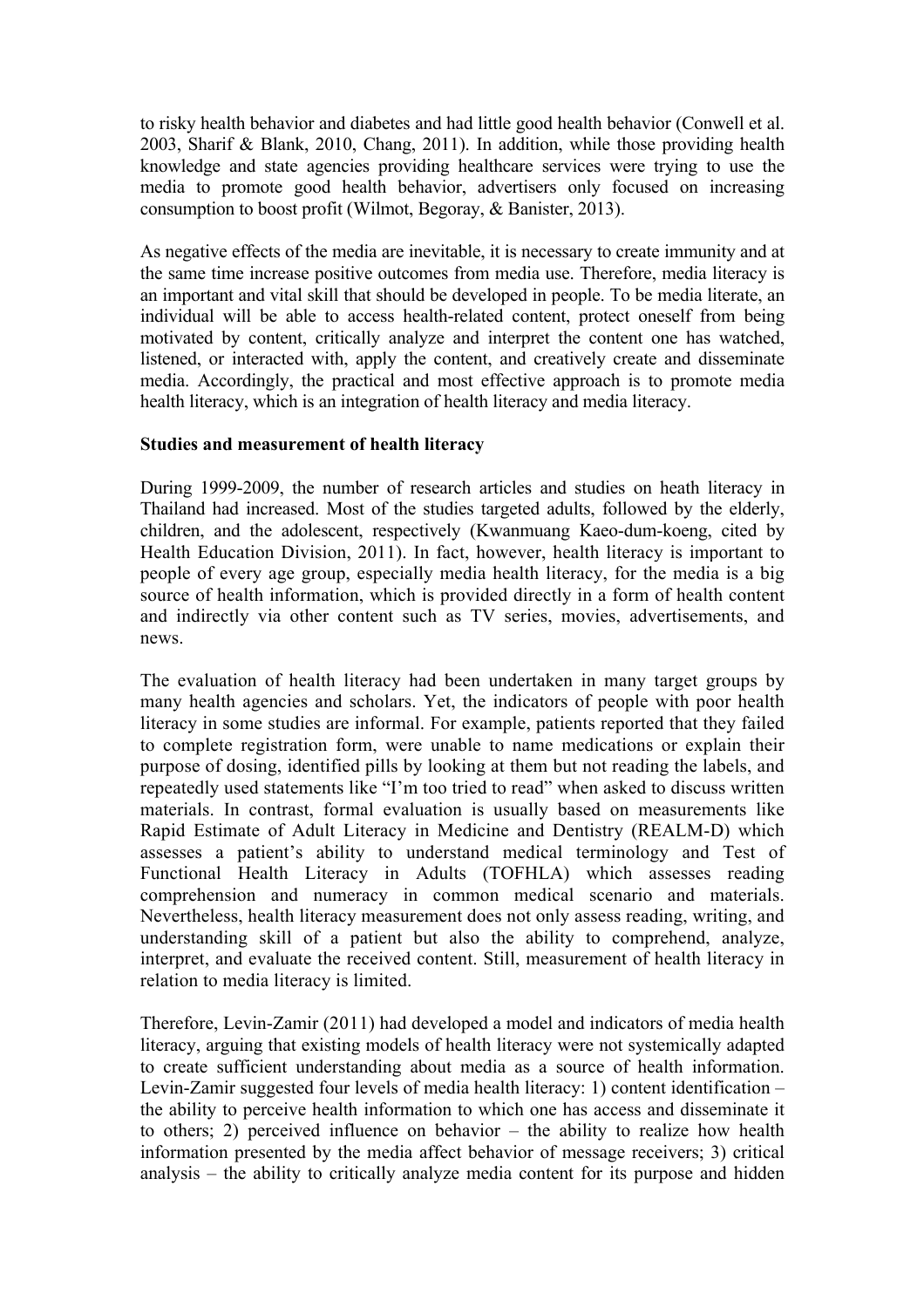to risky health behavior and diabetes and had little good health behavior (Conwell et al. 2003, Sharif & Blank, 2010, Chang, 2011). In addition, while those providing health knowledge and state agencies providing healthcare services were trying to use the media to promote good health behavior, advertisers only focused on increasing consumption to boost profit (Wilmot, Begoray, & Banister, 2013).

As negative effects of the media are inevitable, it is necessary to create immunity and at the same time increase positive outcomes from media use. Therefore, media literacy is an important and vital skill that should be developed in people. To be media literate, an individual will be able to access health-related content, protect oneself from being motivated by content, critically analyze and interpret the content one has watched, listened, or interacted with, apply the content, and creatively create and disseminate media. Accordingly, the practical and most effective approach is to promote media health literacy, which is an integration of health literacy and media literacy.

**Studies and measurement of health literacy**

During 1999-2009, the number of research articles and studies on heath literacy in Thailand had increased. Most of the studies targeted adults, followed by the elderly, children, and the adolescent, respectively (Kwanmuang Kaeo-dum-koeng, cited by Health Education Division, 2011). In fact, however, health literacy is important to people of every age group, especially media health literacy, for the media is a big source of health information, which is provided directly in a form of health content and indirectly via other content such as TV series, movies, advertisements, and news.

The evaluation of health literacy had been undertaken in many target groups by many health agencies and scholars. Yet, the indicators of people with poor health literacy in some studies are informal. For example, patients reported that they failed to complete registration form, were unable to name medications or explain their purpose of dosing, identified pills by looking at them but not reading the labels, and repeatedly used statements like "I'm too tried to read" when asked to discuss written materials. In contrast, formal evaluation is usually based on measurements like Rapid Estimate of Adult Literacy in Medicine and Dentistry (REALM-D) which assesses a patient's ability to understand medical terminology and Test of Functional Health Literacy in Adults (TOFHLA) which assesses reading comprehension and numeracy in common medical scenario and materials. Nevertheless, health literacy measurement does not only assess reading, writing, and understanding skill of a patient but also the ability to comprehend, analyze, interpret, and evaluate the received content. Still, measurement of health literacy in relation to media literacy is limited.

Therefore, Levin-Zamir (2011) had developed a model and indicators of media health literacy, arguing that existing models of health literacy were not systemically adapted to create sufficient understanding about media as a source of health information. Levin-Zamir suggested four levels of media health literacy: 1) content identification – the ability to perceive health information to which one has access and disseminate it to others; 2) perceived influence on behavior – the ability to realize how health information presented by the media affect behavior of message receivers; 3) critical analysis – the ability to critically analyze media content for its purpose and hidden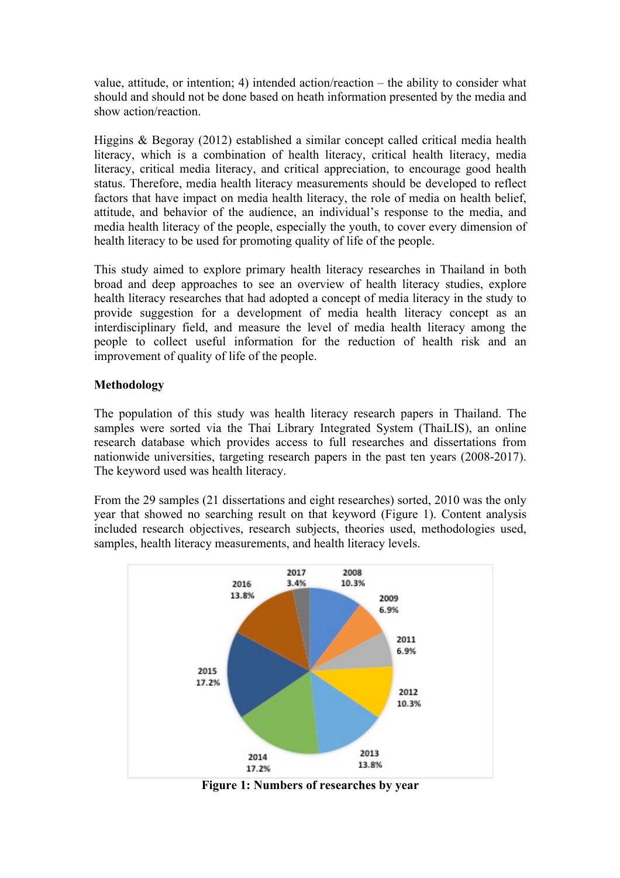value, attitude, or intention; 4) intended action/reaction – the ability to consider what should and should not be done based on heath information presented by the media and show action/reaction.

Higgins & Begoray (2012) established a similar concept called critical media health literacy, which is a combination of health literacy, critical health literacy, media literacy, critical media literacy, and critical appreciation, to encourage good health status. Therefore, media health literacy measurements should be developed to reflect factors that have impact on media health literacy, the role of media on health belief, attitude, and behavior of the audience, an individual's response to the media, and media health literacy of the people, especially the youth, to cover every dimension of health literacy to be used for promoting quality of life of the people.

This study aimed to explore primary health literacy researches in Thailand in both broad and deep approaches to see an overview of health literacy studies, explore health literacy researches that had adopted a concept of media literacy in the study to provide suggestion for a development of media health literacy concept as an interdisciplinary field, and measure the level of media health literacy among the people to collect useful information for the reduction of health risk and an improvement of quality of life of the people.

**Methodology**

The population of this study was health literacy research papers in Thailand. The samples were sorted via the Thai Library Integrated System (ThaiLIS), an online research database which provides access to full researches and dissertations from nationwide universities, targeting research papers in the past ten years (2008-2017). The keyword used was health literacy.

From the 29 samples (21 dissertations and eight researches) sorted, 2010 was the only year that showed no searching result on that keyword (Figure 1). Content analysis included research objectives, research subjects, theories used, methodologies used, samples, health literacy measurements, and health literacy levels.

| Year | Percentage |
|---|---|
| 2008 | 10.3% |
| 2009 | 6.9% |
| 2011 | 6.9% |
| 2012 | 10.3% |
| 2013 | 13.8% |
| 2014 | 17.2% |
| 2015 | 17.2% |
| 2016 | 13.8% |
| 2017 | 3.4% |

**Figure 1: Numbers of researches by year**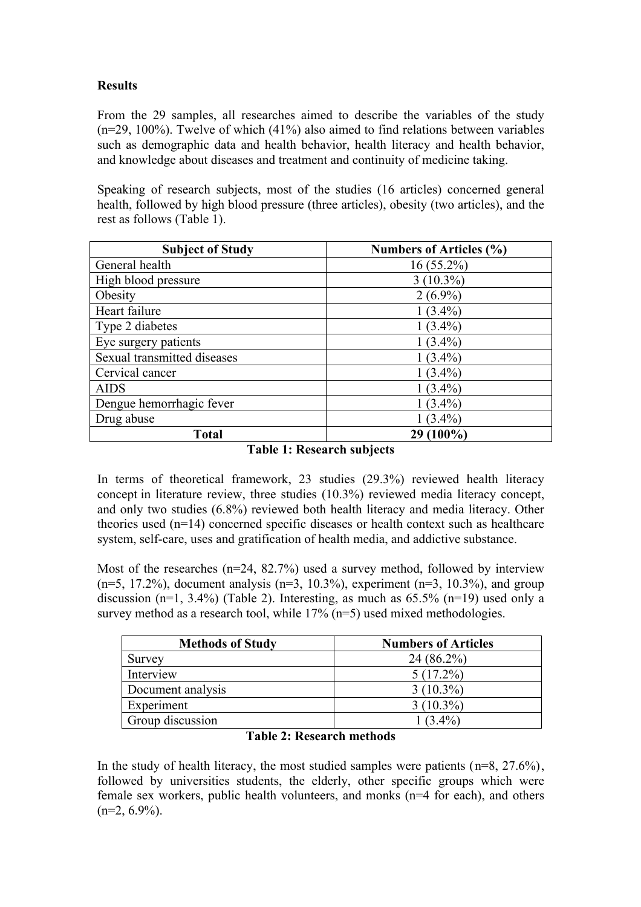**Results**

From the 29 samples, all researches aimed to describe the variables of the study (n=29, 100%). Twelve of which (41%) also aimed to find relations between variables such as demographic data and health behavior, health literacy and health behavior, and knowledge about diseases and treatment and continuity of medicine taking.

Speaking of research subjects, most of the studies (16 articles) concerned general health, followed by high blood pressure (three articles), obesity (two articles), and the rest as follows (Table 1).

| Subject of Study | Numbers of Articles (%) |
|---|---|
| General health | 16 (55.2%) |
| High blood pressure | 3 (10.3%) |
| Obesity | 2 (6.9%) |
| Heart failure | 1 (3.4%) |
| Type 2 diabetes | 1 (3.4%) |
| Eye surgery patients | 1 (3.4%) |
| Sexual transmitted diseases | 1 (3.4%) |
| Cervical cancer | 1 (3.4%) |
| AIDS | 1 (3.4%) |
| Dengue hemorrhagic fever | 1 (3.4%) |
| Drug abuse | 1 (3.4%) |
| **Total** | **29 (100%)** |

**Table 1: Research subjects**

In terms of theoretical framework, 23 studies (29.3%) reviewed health literacy concept in literature review, three studies (10.3%) reviewed media literacy concept, and only two studies (6.8%) reviewed both health literacy and media literacy. Other theories used (n=14) concerned specific diseases or health context such as healthcare system, self-care, uses and gratification of health media, and addictive substance.

Most of the researches (n=24, 82.7%) used a survey method, followed by interview (n=5, 17.2%), document analysis (n=3, 10.3%), experiment (n=3, 10.3%), and group discussion (n=1, 3.4%) (Table 2). Interesting, as much as 65.5% (n=19) used only a survey method as a research tool, while 17% (n=5) used mixed methodologies.

| Methods of Study | Numbers of Articles |
|---|---|
| Survey | 24 (86.2%) |
| Interview | 5 (17.2%) |
| Document analysis | 3 (10.3%) |
| Experiment | 3 (10.3%) |
| Group discussion | 1 (3.4%) |

**Table 2: Research methods**

In the study of health literacy, the most studied samples were patients (n=8, 27.6%), followed by universities students, the elderly, other specific groups which were female sex workers, public health volunteers, and monks (n=4 for each), and others (n=2, 6.9%).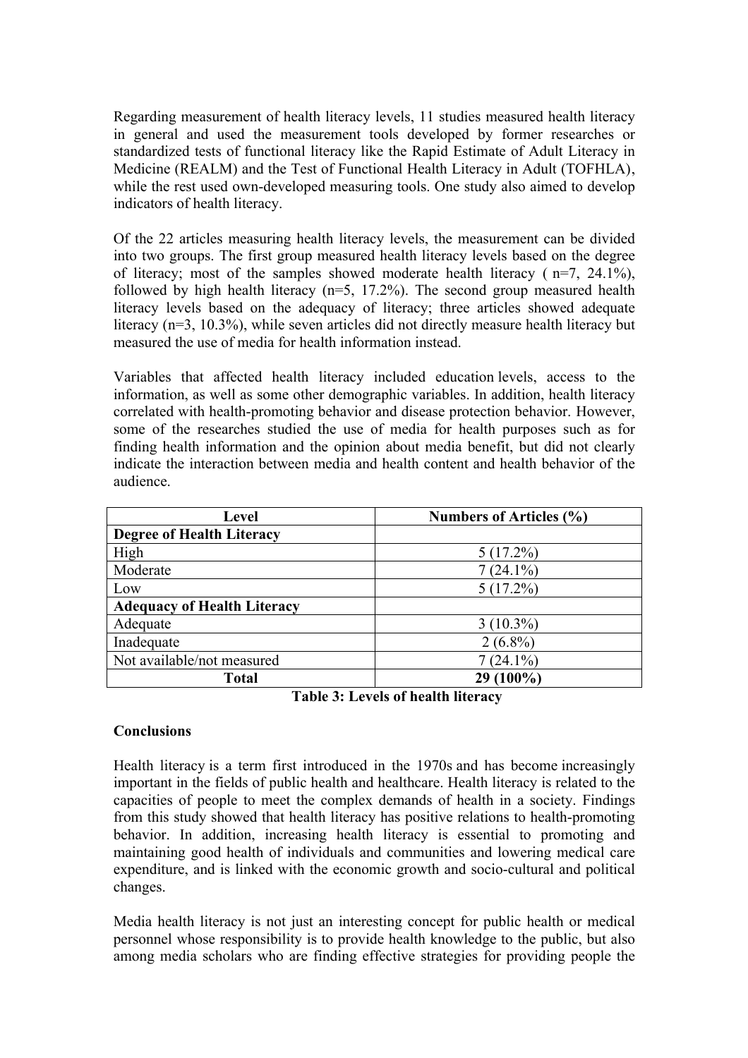Regarding measurement of health literacy levels, 11 studies measured health literacy in general and used the measurement tools developed by former researches or standardized tests of functional literacy like the Rapid Estimate of Adult Literacy in Medicine (REALM) and the Test of Functional Health Literacy in Adult (TOFHLA), while the rest used own-developed measuring tools. One study also aimed to develop indicators of health literacy.

Of the 22 articles measuring health literacy levels, the measurement can be divided into two groups. The first group measured health literacy levels based on the degree of literacy; most of the samples showed moderate health literacy ( n=7, 24.1%), followed by high health literacy (n=5, 17.2%). The second group measured health literacy levels based on the adequacy of literacy; three articles showed adequate literacy (n=3, 10.3%), while seven articles did not directly measure health literacy but measured the use of media for health information instead.

Variables that affected health literacy included education levels, access to the information, as well as some other demographic variables. In addition, health literacy correlated with health-promoting behavior and disease protection behavior. However, some of the researches studied the use of media for health purposes such as for finding health information and the opinion about media benefit, but did not clearly indicate the interaction between media and health content and health behavior of the audience.

| Level | Numbers of Articles (%) |
|---|---|
| **Degree of Health Literacy** | |
| High | 5 (17.2%) |
| Moderate | 7 (24.1%) |
| Low | 5 (17.2%) |
| **Adequacy of Health Literacy** | |
| Adequate | 3 (10.3%) |
| Inadequate | 2 (6.8%) |
| Not available/not measured | 7 (24.1%) |
| **Total** | **29 (100%)** |

**Table 3: Levels of health literacy**

## Conclusions

Health literacy is a term first introduced in the 1970s and has become increasingly important in the fields of public health and healthcare. Health literacy is related to the capacities of people to meet the complex demands of health in a society. Findings from this study showed that health literacy has positive relations to health-promoting behavior. In addition, increasing health literacy is essential to promoting and maintaining good health of individuals and communities and lowering medical care expenditure, and is linked with the economic growth and socio-cultural and political changes.

Media health literacy is not just an interesting concept for public health or medical personnel whose responsibility is to provide health knowledge to the public, but also among media scholars who are finding effective strategies for providing people the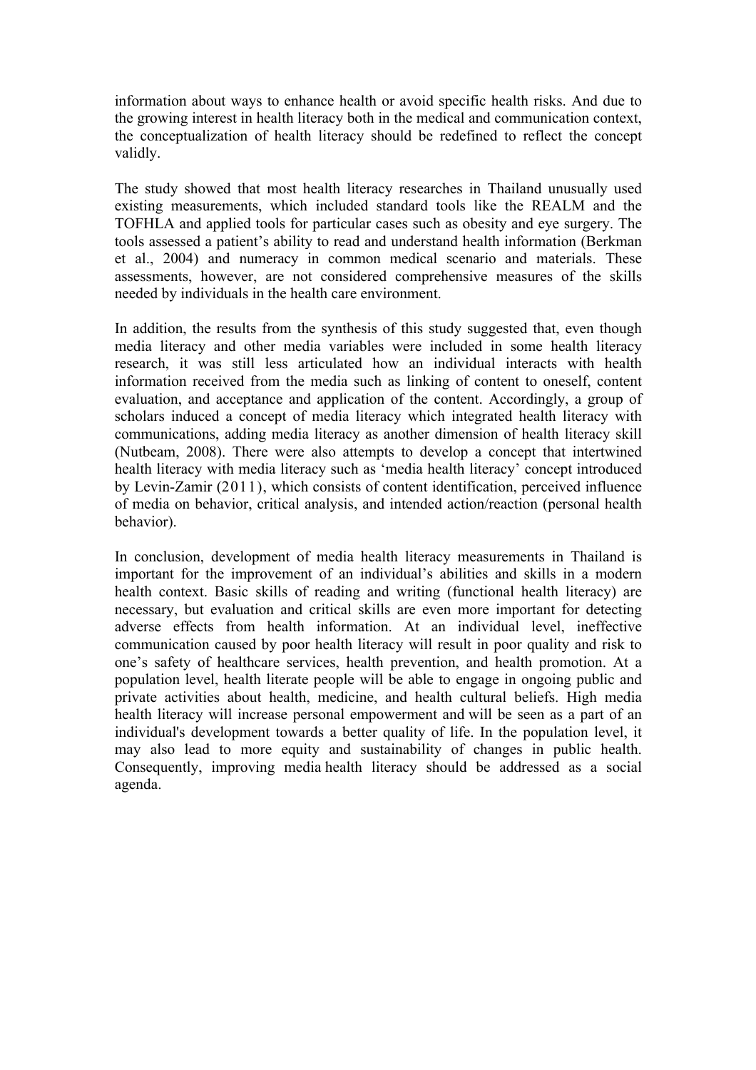information about ways to enhance health or avoid specific health risks. And due to the growing interest in health literacy both in the medical and communication context, the conceptualization of health literacy should be redefined to reflect the concept validly.

The study showed that most health literacy researches in Thailand unusually used existing measurements, which included standard tools like the REALM and the TOFHLA and applied tools for particular cases such as obesity and eye surgery. The tools assessed a patient's ability to read and understand health information (Berkman et al., 2004) and numeracy in common medical scenario and materials. These assessments, however, are not considered comprehensive measures of the skills needed by individuals in the health care environment.

In addition, the results from the synthesis of this study suggested that, even though media literacy and other media variables were included in some health literacy research, it was still less articulated how an individual interacts with health information received from the media such as linking of content to oneself, content evaluation, and acceptance and application of the content. Accordingly, a group of scholars induced a concept of media literacy which integrated health literacy with communications, adding media literacy as another dimension of health literacy skill (Nutbeam, 2008). There were also attempts to develop a concept that intertwined health literacy with media literacy such as 'media health literacy' concept introduced by Levin-Zamir (2011), which consists of content identification, perceived influence of media on behavior, critical analysis, and intended action/reaction (personal health behavior).

In conclusion, development of media health literacy measurements in Thailand is important for the improvement of an individual's abilities and skills in a modern health context. Basic skills of reading and writing (functional health literacy) are necessary, but evaluation and critical skills are even more important for detecting adverse effects from health information. At an individual level, ineffective communication caused by poor health literacy will result in poor quality and risk to one's safety of healthcare services, health prevention, and health promotion. At a population level, health literate people will be able to engage in ongoing public and private activities about health, medicine, and health cultural beliefs. High media health literacy will increase personal empowerment and will be seen as a part of an individual's development towards a better quality of life. In the population level, it may also lead to more equity and sustainability of changes in public health. Consequently, improving media health literacy should be addressed as a social agenda.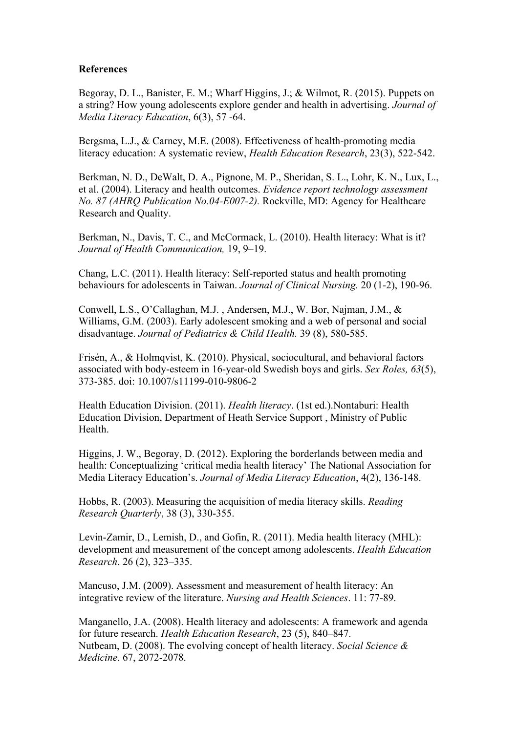**References**

Begoray, D. L., Banister, E. M.; Wharf Higgins, J.; & Wilmot, R. (2015). Puppets on a string? How young adolescents explore gender and health in advertising. *Journal of Media Literacy Education*, 6(3), 57 -64.

Bergsma, L.J., & Carney, M.E. (2008). Effectiveness of health-promoting media literacy education: A systematic review, *Health Education Research*, 23(3), 522-542.

Berkman, N. D., DeWalt, D. A., Pignone, M. P., Sheridan, S. L., Lohr, K. N., Lux, L., et al. (2004). Literacy and health outcomes. *Evidence report technology assessment No. 87 (AHRQ Publication No.04-E007-2).* Rockville, MD: Agency for Healthcare Research and Quality.

Berkman, N., Davis, T. C., and McCormack, L. (2010). Health literacy: What is it? *Journal of Health Communication,* 19, 9–19.

Chang, L.C. (2011). Health literacy: Self-reported status and health promoting behaviours for adolescents in Taiwan. *Journal of Clinical Nursing.* 20 (1-2), 190-96.

Conwell, L.S., O'Callaghan, M.J. , Andersen, M.J., W. Bor, Najman, J.M., & Williams, G.M. (2003). Early adolescent smoking and a web of personal and social disadvantage. *Journal of Pediatrics & Child Health.* 39 (8), 580-585.

Frisén, A., & Holmqvist, K. (2010). Physical, sociocultural, and behavioral factors associated with body-esteem in 16-year-old Swedish boys and girls. *Sex Roles, 63*(5), 373-385. doi: 10.1007/s11199-010-9806-2

Health Education Division. (2011). *Health literacy*. (1st ed.).Nontaburi: Health Education Division, Department of Heath Service Support , Ministry of Public Health.

Higgins, J. W., Begoray, D. (2012). Exploring the borderlands between media and health: Conceptualizing 'critical media health literacy' The National Association for Media Literacy Education's. *Journal of Media Literacy Education*, 4(2), 136-148.

Hobbs, R. (2003). Measuring the acquisition of media literacy skills. *Reading Research Quarterly*, 38 (3), 330-355.

Levin-Zamir, D., Lemish, D., and Gofin, R. (2011). Media health literacy (MHL): development and measurement of the concept among adolescents. *Health Education Research*. 26 (2), 323–335.

Mancuso, J.M. (2009). Assessment and measurement of health literacy: An integrative review of the literature. *Nursing and Health Sciences*. 11: 77-89.

Manganello, J.A. (2008). Health literacy and adolescents: A framework and agenda for future research. *Health Education Research*, 23 (5), 840–847.

Nutbeam, D. (2008). The evolving concept of health literacy. *Social Science & Medicine*. 67, 2072-2078.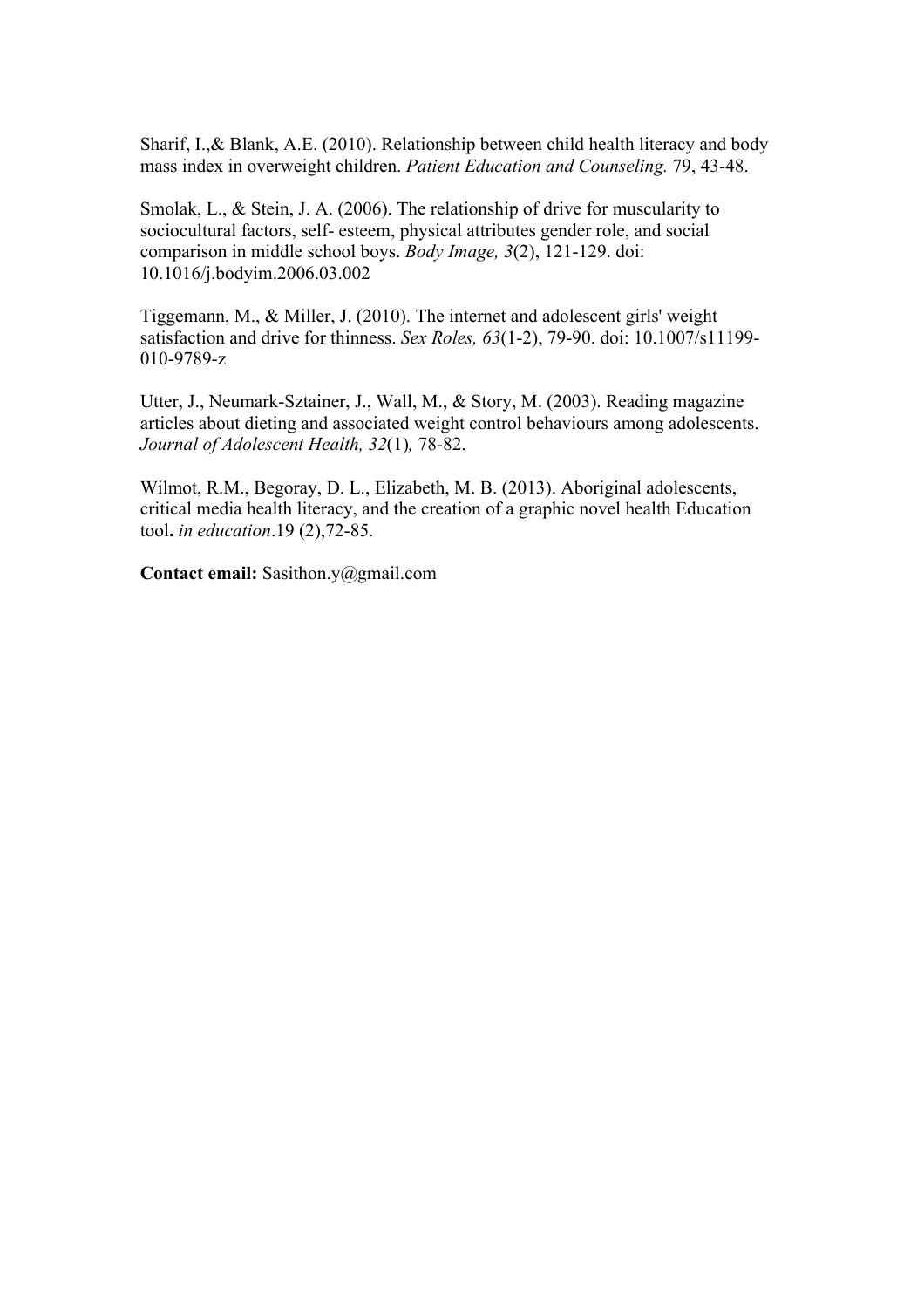Sharif, I.,& Blank, A.E. (2010). Relationship between child health literacy and body mass index in overweight children. *Patient Education and Counseling.* 79, 43-48.

Smolak, L., & Stein, J. A. (2006). The relationship of drive for muscularity to sociocultural factors, self- esteem, physical attributes gender role, and social comparison in middle school boys. *Body Image, 3*(2), 121-129. doi: 10.1016/j.bodyim.2006.03.002

Tiggemann, M., & Miller, J. (2010). The internet and adolescent girls' weight satisfaction and drive for thinness. *Sex Roles, 63*(1-2), 79-90. doi: 10.1007/s11199-010-9789-z

Utter, J., Neumark-Sztainer, J., Wall, M., & Story, M. (2003). Reading magazine articles about dieting and associated weight control behaviours among adolescents. *Journal of Adolescent Health, 32*(1)*,* 78-82.

Wilmot, R.M., Begoray, D. L., Elizabeth, M. B. (2013). Aboriginal adolescents, critical media health literacy, and the creation of a graphic novel health Education tool**.** *in education*.19 (2),72-85.

**Contact email:** Sasithon.y@gmail.com